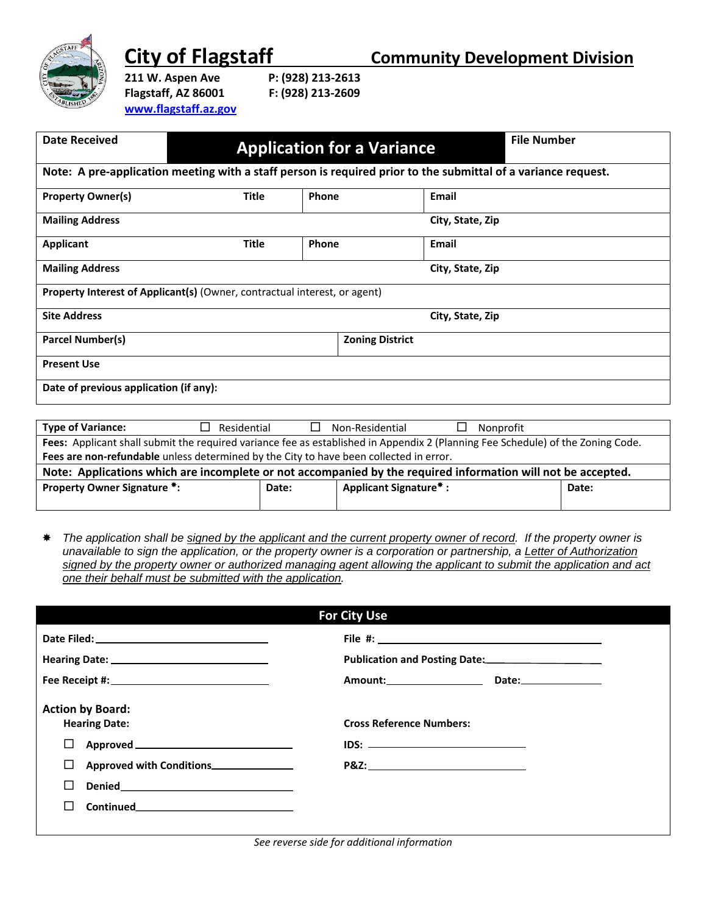# City of Flagstaff

## Community Development Division

211 W. Aspen Ave
Flagstaff, AZ 86001
www.flagstaff.az.gov

P: (928) 213-2613
F: (928) 213-2609

| Date Received | **Application for a Variance** | | | File Number |
|---|---|---|---|---|
| **Note: A pre-application meeting with a staff person is required prior to the submittal of a variance request.** | | | | |
| **Property Owner(s)** | **Title** | **Phone** | **Email** | |
| **Mailing Address** | | | **City, State, Zip** | |
| **Applicant** | **Title** | **Phone** | **Email** | |
| **Mailing Address** | | | **City, State, Zip** | |
| **Property Interest of Applicant(s)** (Owner, contractual interest, or agent) | | | | |
| **Site Address** | | | **City, State, Zip** | |
| **Parcel Number(s)** | | **Zoning District** | | |
| **Present Use** | | | | |
| **Date of previous application (if any):** | | | | |

| **Type of Variance:** | ☐ Residential | ☐ Non-Residential | ☐ Nonprofit |
|---|---|---|---|
| **Fees:** Applicant shall submit the required variance fee as established in Appendix 2 (Planning Fee Schedule) of the Zoning Code. **Fees are non-refundable** unless determined by the City to have been collected in error. | | | |
| **Note: Applications which are incomplete or not accompanied by the required information will not be accepted.** | | | |
| **Property Owner Signature \*:** | **Date:** | **Applicant Signature\* :** | **Date:** |

\* *The application shall be signed by the applicant and the current property owner of record. If the property owner is unavailable to sign the application, or the property owner is a corporation or partnership, a Letter of Authorization signed by the property owner or authorized managing agent allowing the applicant to submit the application and act one their behalf must be submitted with the application.*

## For City Use

**Date Filed:** ______________________ **File #:** ______________________

**Hearing Date:** ______________________ **Publication and Posting Date:** ______________________

**Fee Receipt #:** ______________________ **Amount:** ____________ **Date:** ____________

**Action by Board:**

**Hearing Date:**

- ☐ **Approved** ______________________
- ☐ **Approved with Conditions** ______________________
- ☐ **Denied** ______________________
- ☐ **Continued** ______________________

**Cross Reference Numbers:**

**IDS:** ______________________

**P&Z:** ______________________

*See reverse side for additional information*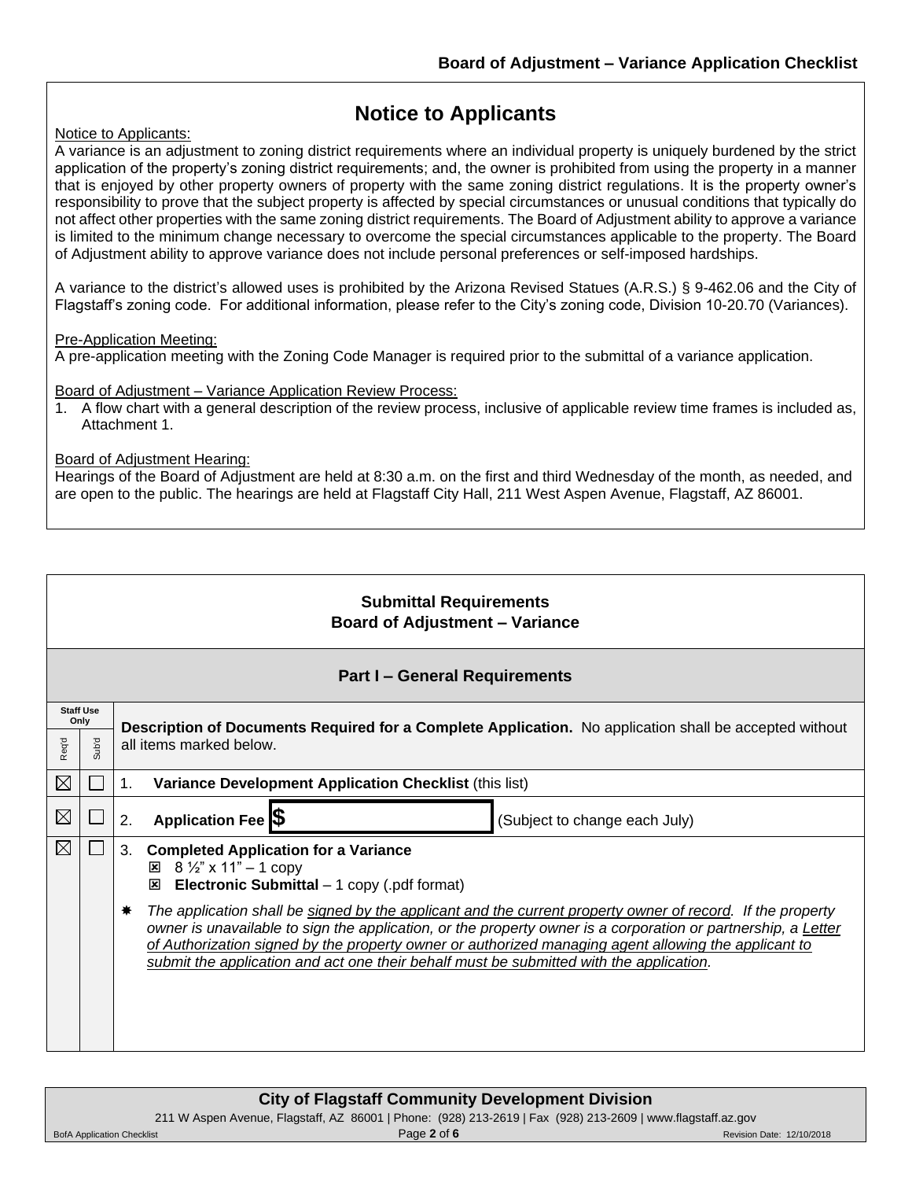# Notice to Applicants

Notice to Applicants:

A variance is an adjustment to zoning district requirements where an individual property is uniquely burdened by the strict application of the property's zoning district requirements; and, the owner is prohibited from using the property in a manner that is enjoyed by other property owners of property with the same zoning district regulations. It is the property owner's responsibility to prove that the subject property is affected by special circumstances or unusual conditions that typically do not affect other properties with the same zoning district requirements. The Board of Adjustment ability to approve a variance is limited to the minimum change necessary to overcome the special circumstances applicable to the property. The Board of Adjustment ability to approve variance does not include personal preferences or self-imposed hardships.

A variance to the district's allowed uses is prohibited by the Arizona Revised Statues (A.R.S.) § 9-462.06 and the City of Flagstaff's zoning code. For additional information, please refer to the City's zoning code, Division 10-20.70 (Variances).

Pre-Application Meeting:

A pre-application meeting with the Zoning Code Manager is required prior to the submittal of a variance application.

Board of Adjustment – Variance Application Review Process:

1. A flow chart with a general description of the review process, inclusive of applicable review time frames is included as, Attachment 1.

Board of Adjustment Hearing:

Hearings of the Board of Adjustment are held at 8:30 a.m. on the first and third Wednesday of the month, as needed, and are open to the public. The hearings are held at Flagstaff City Hall, 211 West Aspen Avenue, Flagstaff, AZ 86001.

## Submittal Requirements
## Board of Adjustment – Variance

### Part I – General Requirements

| Staff Use Only: Req'd | Staff Use Only: Sub'd | **Description of Documents Required for a Complete Application.** No application shall be accepted without all items marked below. |
|---|---|---|
| ☒ | ☐ | 1. **Variance Development Application Checklist** (this list) |
| ☒ | ☐ | 2. **Application Fee $** \_\_\_\_\_\_\_\_ (Subject to change each July) |
| ☒ | ☐ | 3. **Completed Application for a Variance**<br>☒ 8 ½" x 11" – 1 copy<br>☒ **Electronic Submittal** – 1 copy (.pdf format)<br>✱ *The application shall be signed by the applicant and the current property owner of record. If the property owner is unavailable to sign the application, or the property owner is a corporation or partnership, a Letter of Authorization signed by the property owner or authorized managing agent allowing the applicant to submit the application and act one their behalf must be submitted with the application.* |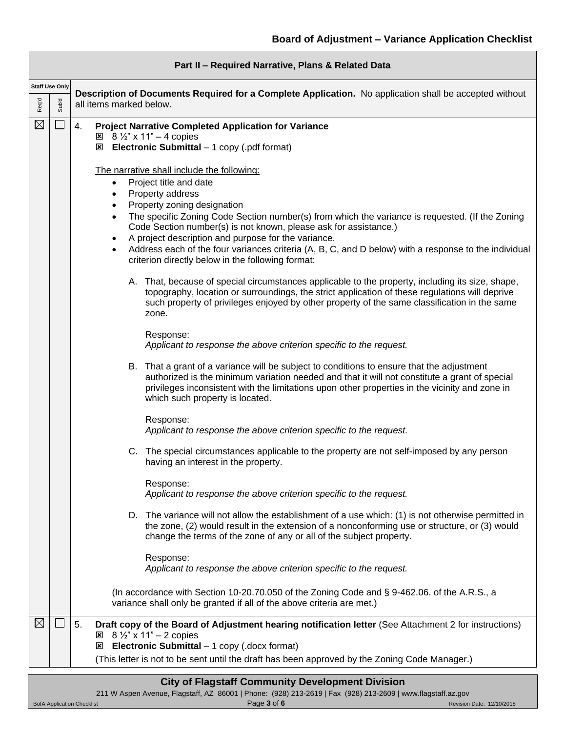## Board of Adjustment – Variance Application Checklist

| Part II – Required Narrative, Plans & Related Data | | |
|---|---|---|
| **Staff Use Only** | | **Description of Documents Required for a Complete Application.** No application shall be accepted without all items marked below. |
| Req'd | Sub'd | |
| ☒ | ☐ | 4. **Project Narrative Completed Application for Variance** ☒ 8 ½" x 11" – 4 copies ☒ **Electronic Submittal** – 1 copy (.pdf format) |
| ☒ | ☐ | 5. **Draft copy of the Board of Adjustment hearing notification letter** (See Attachment 2 for instructions) ☒ 8 ½" x 11" – 2 copies ☒ **Electronic Submittal** – 1 copy (.docx format) (This letter is not to be sent until the draft has been approved by the Zoning Code Manager.) |

**Item 4 – Project Narrative Completed Application for Variance**

- ☒ 8 ½" x 11" – 4 copies
- ☒ **Electronic Submittal** – 1 copy (.pdf format)

The narrative shall include the following:

- Project title and date
- Property address
- Property zoning designation
- The specific Zoning Code Section number(s) from which the variance is requested. (If the Zoning Code Section number(s) is not known, please ask for assistance.)
- A project description and purpose for the variance.
- Address each of the four variances criteria (A, B, C, and D below) with a response to the individual criterion directly below in the following format:

A. That, because of special circumstances applicable to the property, including its size, shape, topography, location or surroundings, the strict application of these regulations will deprive such property of privileges enjoyed by other property of the same classification in the same zone.

Response:
*Applicant to response the above criterion specific to the request.*

B. That a grant of a variance will be subject to conditions to ensure that the adjustment authorized is the minimum variation needed and that it will not constitute a grant of special privileges inconsistent with the limitations upon other properties in the vicinity and zone in which such property is located.

Response:
*Applicant to response the above criterion specific to the request.*

C. The special circumstances applicable to the property are not self-imposed by any person having an interest in the property.

Response:
*Applicant to response the above criterion specific to the request.*

D. The variance will not allow the establishment of a use which: (1) is not otherwise permitted in the zone, (2) would result in the extension of a nonconforming use or structure, or (3) would change the terms of the zone of any or all of the subject property.

Response:
*Applicant to response the above criterion specific to the request.*

(In accordance with Section 10-20.70.050 of the Zoning Code and § 9-462.06. of the A.R.S., a variance shall only be granted if all of the above criteria are met.)

**City of Flagstaff Community Development Division**
211 W Aspen Avenue, Flagstaff, AZ 86001 | Phone: (928) 213-2619 | Fax (928) 213-2609 | www.flagstaff.az.gov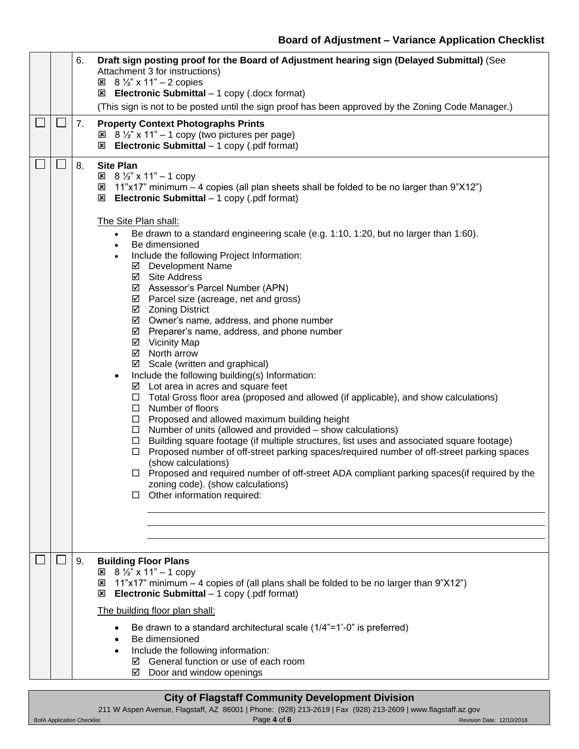## Board of Adjustment – Variance Application Checklist

| | | | |
|---|---|---|---|
| | | 6. | **Draft sign posting proof for the Board of Adjustment hearing sign (Delayed Submittal)** (See Attachment 3 for instructions)<br>☒ 8 ½" x 11" – 2 copies<br>☒ **Electronic Submittal** – 1 copy (.docx format)<br>(This sign is not to be posted until the sign proof has been approved by the Zoning Code Manager.) |
| ☐ | ☐ | 7. | **Property Context Photographs Prints**<br>☒ 8 ½" x 11" – 1 copy (two pictures per page)<br>☒ **Electronic Submittal** – 1 copy (.pdf format) |
| ☐ | ☐ | 8. | **Site Plan**<br>☒ 8 ½" x 11" – 1 copy<br>☒ 11"x17" minimum – 4 copies (all plan sheets shall be folded to be no larger than 9"X12")<br>☒ **Electronic Submittal** – 1 copy (.pdf format)<br><br>The Site Plan shall:<br>• Be drawn to a standard engineering scale (e.g. 1:10, 1:20, but no larger than 1:60).<br>• Be dimensioned<br>• Include the following Project Information:<br>☑ Development Name<br>☑ Site Address<br>☑ Assessor's Parcel Number (APN)<br>☑ Parcel size (acreage, net and gross)<br>☑ Zoning District<br>☑ Owner's name, address, and phone number<br>☑ Preparer's name, address, and phone number<br>☑ Vicinity Map<br>☑ North arrow<br>☑ Scale (written and graphical)<br>• Include the following building(s) Information:<br>☑ Lot area in acres and square feet<br>☐ Total Gross floor area (proposed and allowed (if applicable), and show calculations)<br>☐ Number of floors<br>☐ Proposed and allowed maximum building height<br>☐ Number of units (allowed and provided – show calculations)<br>☐ Building square footage (if multiple structures, list uses and associated square footage)<br>☐ Proposed number of off-street parking spaces/required number of off-street parking spaces (show calculations)<br>☐ Proposed and required number of off-street ADA compliant parking spaces(if required by the zoning code). (show calculations)<br>☐ Other information required:<br>\_\_\_\_\_\_\_\_\_\_\_\_\_\_\_\_\_\_\_\_\_\_\_\_\_\_\_\_\_\_\_\_<br>\_\_\_\_\_\_\_\_\_\_\_\_\_\_\_\_\_\_\_\_\_\_\_\_\_\_\_\_\_\_\_\_<br>\_\_\_\_\_\_\_\_\_\_\_\_\_\_\_\_\_\_\_\_\_\_\_\_\_\_\_\_\_\_\_\_ |
| ☐ | ☐ | 9. | **Building Floor Plans**<br>☒ 8 ½" x 11" – 1 copy<br>☒ 11"x17" minimum – 4 copies of (all plans shall be folded to be no larger than 9"X12")<br>☒ **Electronic Submittal** – 1 copy (.pdf format)<br><br>The building floor plan shall:<br>• Be drawn to a standard architectural scale (1/4"=1'-0" is preferred)<br>• Be dimensioned<br>• Include the following information:<br>☑ General function or use of each room<br>☑ Door and window openings |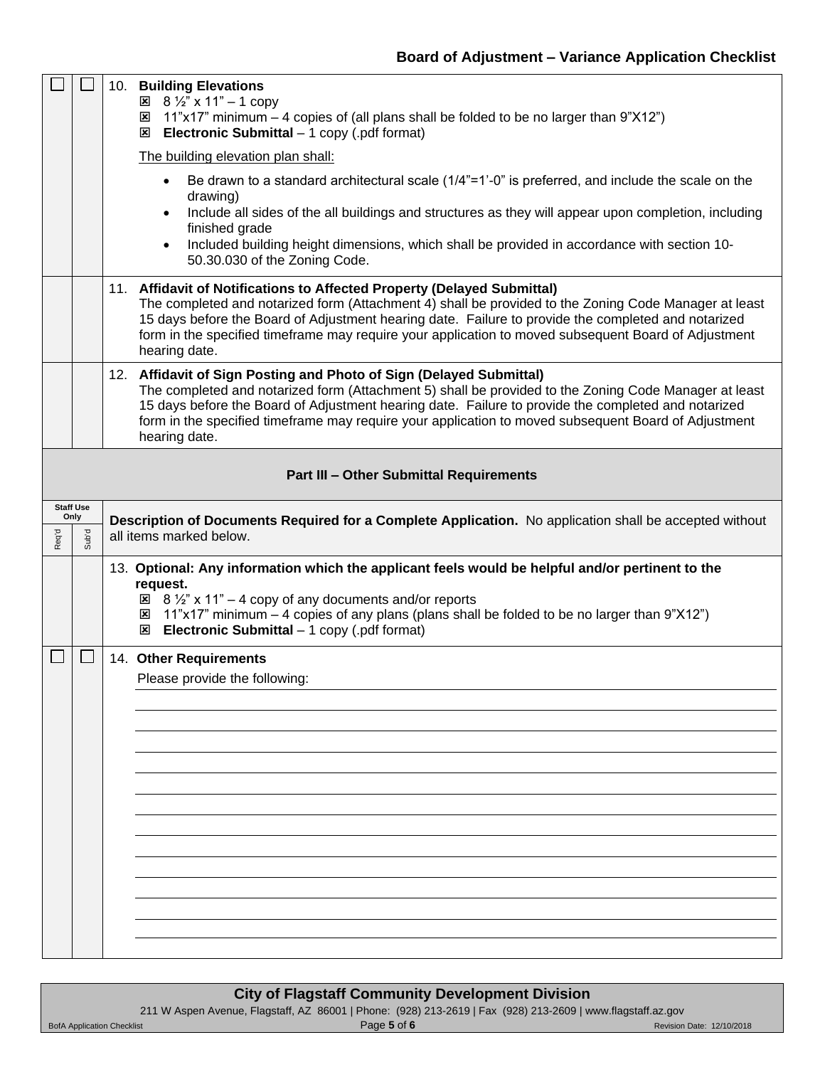| Req'd | Sub'd | Description |
|---|---|---|
| ☐ | ☐ | 10. **Building Elevations**<br>☒ 8 ½" x 11" – 1 copy<br>☒ 11"x17" minimum – 4 copies of (all plans shall be folded to be no larger than 9"X12")<br>☒ **Electronic Submittal** – 1 copy (.pdf format)<br><br>The building elevation plan shall:<br>• Be drawn to a standard architectural scale (1/4"=1'-0" is preferred, and include the scale on the drawing)<br>• Include all sides of the all buildings and structures as they will appear upon completion, including finished grade<br>• Included building height dimensions, which shall be provided in accordance with section 10-50.30.030 of the Zoning Code. |
| | | 11. **Affidavit of Notifications to Affected Property (Delayed Submittal)**<br>The completed and notarized form (Attachment 4) shall be provided to the Zoning Code Manager at least 15 days before the Board of Adjustment hearing date. Failure to provide the completed and notarized form in the specified timeframe may require your application to moved subsequent Board of Adjustment hearing date. |
| | | 12. **Affidavit of Sign Posting and Photo of Sign (Delayed Submittal)**<br>The completed and notarized form (Attachment 5) shall be provided to the Zoning Code Manager at least 15 days before the Board of Adjustment hearing date. Failure to provide the completed and notarized form in the specified timeframe may require your application to moved subsequent Board of Adjustment hearing date. |

## Part III – Other Submittal Requirements

| Staff Use Only | | |
|---|---|---|
| Req'd | Sub'd | **Description of Documents Required for a Complete Application.** No application shall be accepted without all items marked below. |
| | | 13. **Optional: Any information which the applicant feels would be helpful and/or pertinent to the request.**<br>☒ 8 ½" x 11" – 4 copy of any documents and/or reports<br>☒ 11"x17" minimum – 4 copies of any plans (plans shall be folded to be no larger than 9"X12")<br>☒ **Electronic Submittal** – 1 copy (.pdf format) |
| ☐ | ☐ | 14. **Other Requirements**<br>Please provide the following: |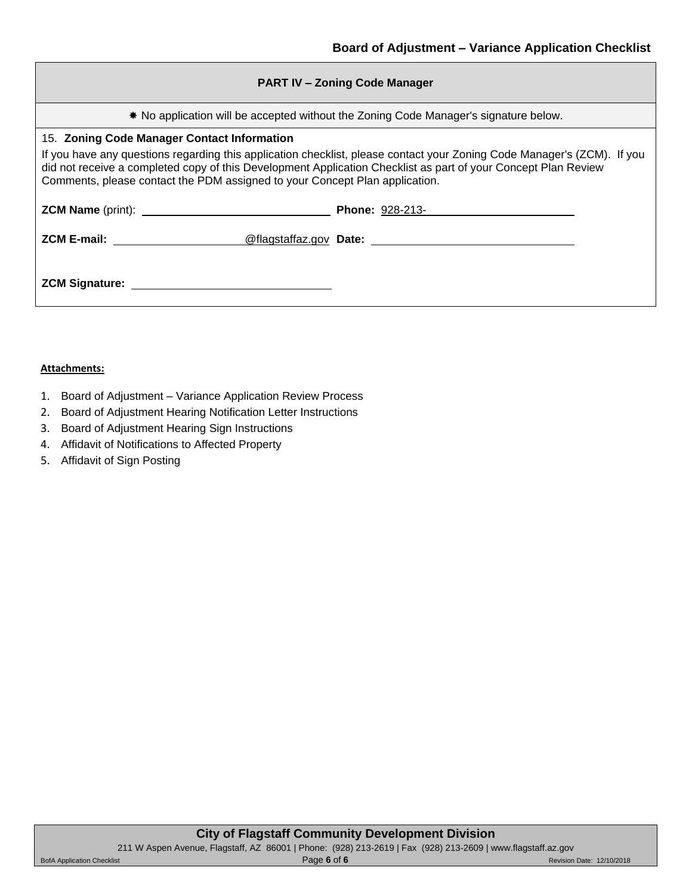## PART IV – Zoning Code Manager

✱ No application will be accepted without the Zoning Code Manager's signature below.

15. **Zoning Code Manager Contact Information**

If you have any questions regarding this application checklist, please contact your Zoning Code Manager's (ZCM). If you did not receive a completed copy of this Development Application Checklist as part of your Concept Plan Review Comments, please contact the PDM assigned to your Concept Plan application.

**ZCM Name** (print): ______________________________ **Phone:** 928-213-______________________

**ZCM E-mail:** ____________________@flagstaffaz.gov **Date:** ______________________________

**ZCM Signature:** ______________________________

**Attachments:**

1. Board of Adjustment – Variance Application Review Process
2. Board of Adjustment Hearing Notification Letter Instructions
3. Board of Adjustment Hearing Sign Instructions
4. Affidavit of Notifications to Affected Property
5. Affidavit of Sign Posting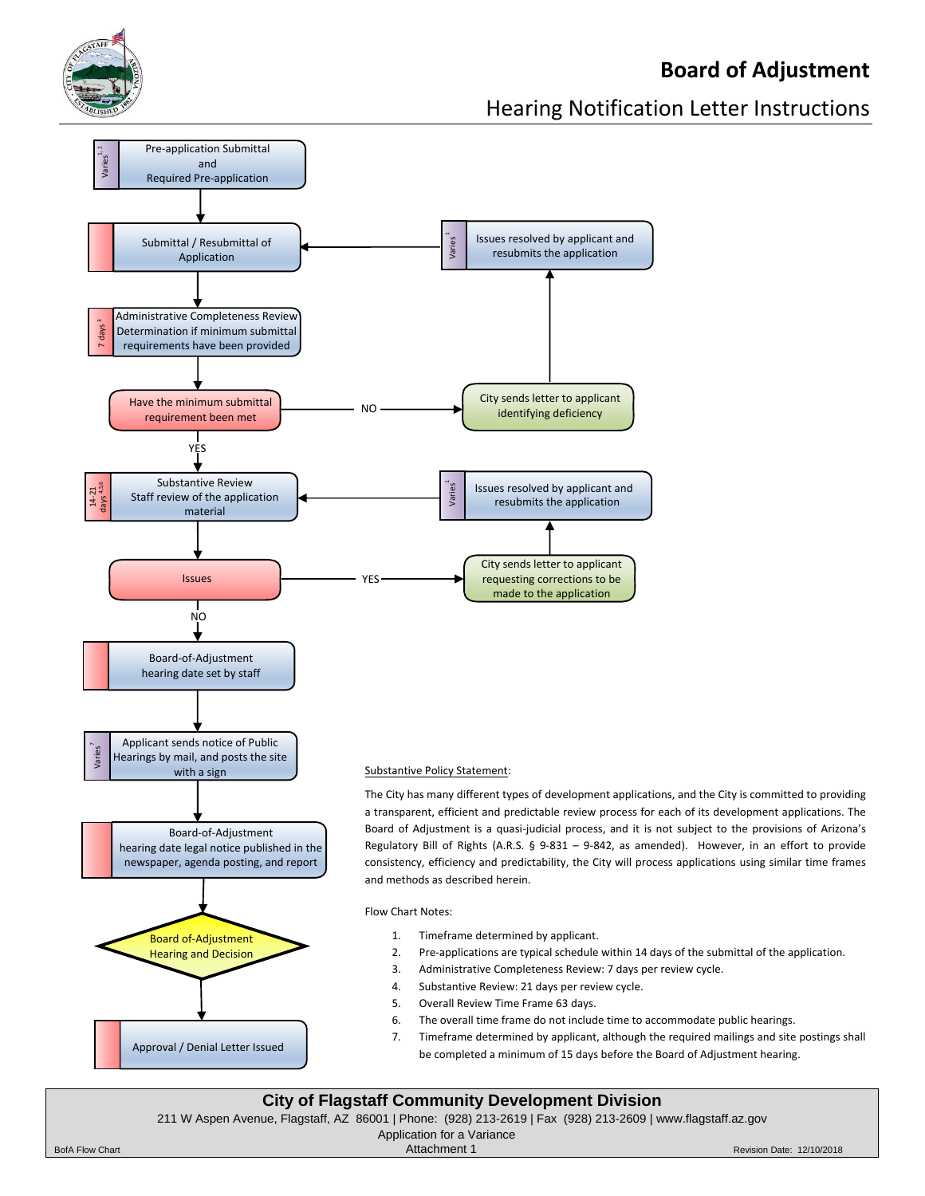# Board of Adjustment

## Hearing Notification Letter Instructions

Varies[1,2] — Pre-application Submittal and Required Pre-application

Submittal / Resubmittal of Application

7 days[3] — Administrative Completeness Review Determination if minimum submittal requirements have been provided

Have the minimum submittal requirement been met

- NO → City sends letter to applicant identifying deficiency → Varies[1] — Issues resolved by applicant and resubmits the application → Submittal / Resubmittal of Application
- YES ↓

14-21 days[4,5,6] — Substantive Review Staff review of the application material

Issues

- YES → City sends letter to applicant requesting corrections to be made to the application → Varies[1] — Issues resolved by applicant and resubmits the application → Substantive Review
- NO ↓

Board-of-Adjustment hearing date set by staff

Varies[7] — Applicant sends notice of Public Hearings by mail, and posts the site with a sign

Board-of-Adjustment hearing date legal notice published in the newspaper, agenda posting, and report

Board of-Adjustment Hearing and Decision

Approval / Denial Letter Issued

Substantive Policy Statement:

The City has many different types of development applications, and the City is committed to providing a transparent, efficient and predictable review process for each of its development applications. The Board of Adjustment is a quasi-judicial process, and it is not subject to the provisions of Arizona's Regulatory Bill of Rights (A.R.S. § 9-831 – 9-842, as amended). However, in an effort to provide consistency, efficiency and predictability, the City will process applications using similar time frames and methods as described herein.

Flow Chart Notes:

1. Timeframe determined by applicant.
2. Pre-applications are typical schedule within 14 days of the submittal of the application.
3. Administrative Completeness Review: 7 days per review cycle.
4. Substantive Review: 21 days per review cycle.
5. Overall Review Time Frame 63 days.
6. The overall time frame do not include time to accommodate public hearings.
7. Timeframe determined by applicant, although the required mailings and site postings shall be completed a minimum of 15 days before the Board of Adjustment hearing.

**City of Flagstaff Community Development Division**

211 W Aspen Avenue, Flagstaff, AZ 86001 | Phone: (928) 213-2619 | Fax (928) 213-2609 | www.flagstaff.az.gov

Application for a Variance

Attachment 1

BofA Flow Chart — Revision Date: 12/10/2018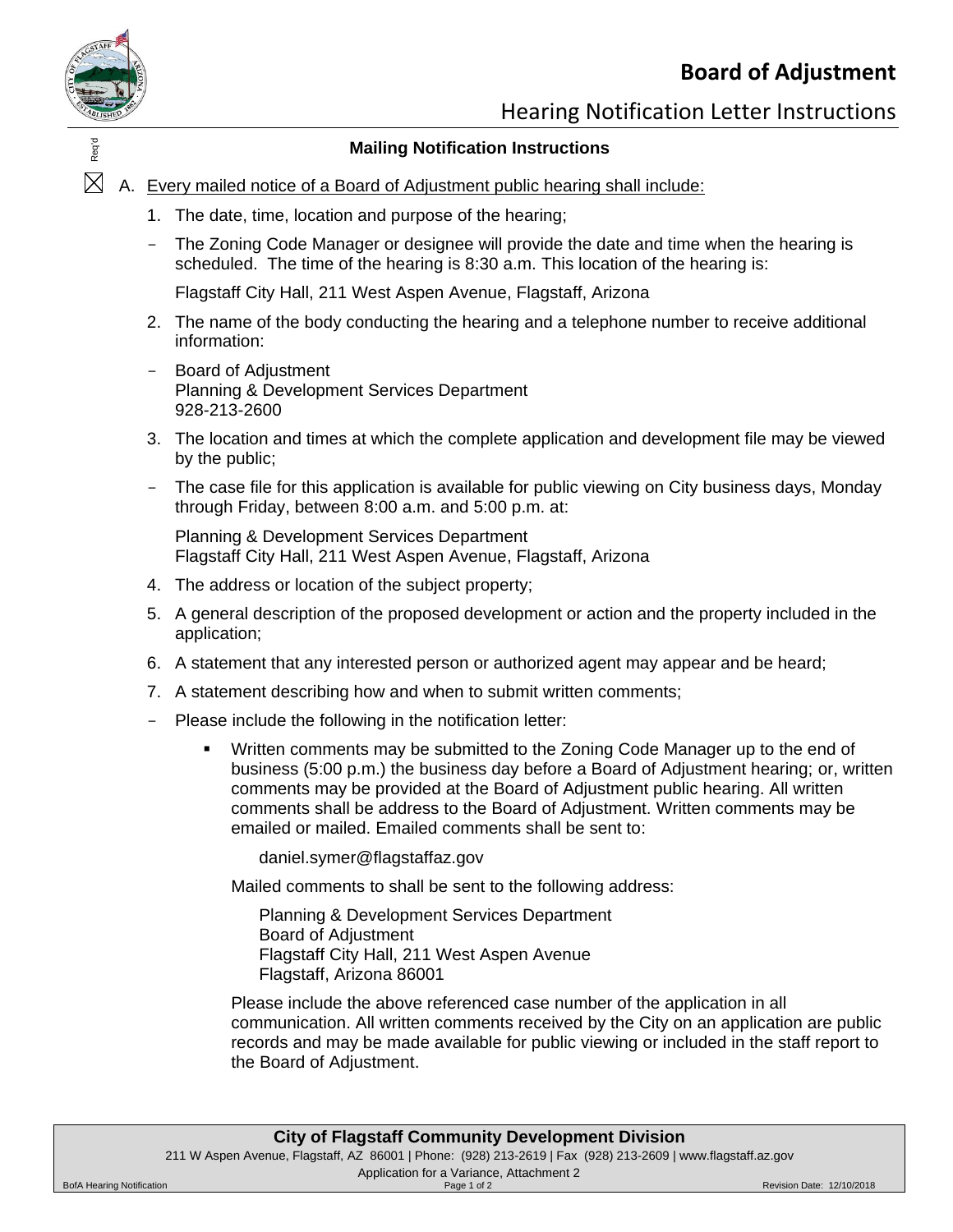# Board of Adjustment

## Hearing Notification Letter Instructions

Req'd

### Mailing Notification Instructions

☒ A. Every mailed notice of a Board of Adjustment public hearing shall include:

1. The date, time, location and purpose of the hearing;

- The Zoning Code Manager or designee will provide the date and time when the hearing is scheduled. The time of the hearing is 8:30 a.m. This location of the hearing is:

  Flagstaff City Hall, 211 West Aspen Avenue, Flagstaff, Arizona

2. The name of the body conducting the hearing and a telephone number to receive additional information:

- Board of Adjustment
  Planning & Development Services Department
  928-213-2600

3. The location and times at which the complete application and development file may be viewed by the public;

- The case file for this application is available for public viewing on City business days, Monday through Friday, between 8:00 a.m. and 5:00 p.m. at:

  Planning & Development Services Department
  Flagstaff City Hall, 211 West Aspen Avenue, Flagstaff, Arizona

4. The address or location of the subject property;
5. A general description of the proposed development or action and the property included in the application;
6. A statement that any interested person or authorized agent may appear and be heard;
7. A statement describing how and when to submit written comments;

- Please include the following in the notification letter:

  - Written comments may be submitted to the Zoning Code Manager up to the end of business (5:00 p.m.) the business day before a Board of Adjustment hearing; or, written comments may be provided at the Board of Adjustment public hearing. All written comments shall be address to the Board of Adjustment. Written comments may be emailed or mailed. Emailed comments shall be sent to:

    daniel.symer@flagstaffaz.gov

    Mailed comments to shall be sent to the following address:

    Planning & Development Services Department
    Board of Adjustment
    Flagstaff City Hall, 211 West Aspen Avenue
    Flagstaff, Arizona 86001

    Please include the above referenced case number of the application in all communication. All written comments received by the City on an application are public records and may be made available for public viewing or included in the staff report to the Board of Adjustment.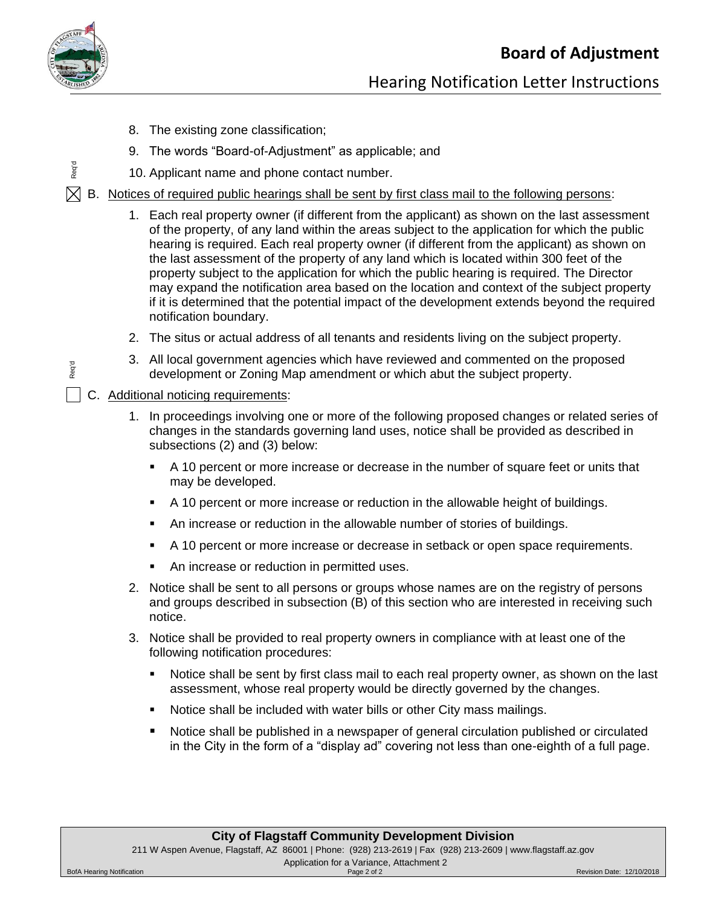8. The existing zone classification;
9. The words "Board-of-Adjustment" as applicable; and
10. Applicant name and phone contact number.

☒ B. <u>Notices of required public hearings shall be sent by first class mail to the following persons</u>: (Req'd)

1. Each real property owner (if different from the applicant) as shown on the last assessment of the property, of any land within the areas subject to the application for which the public hearing is required. Each real property owner (if different from the applicant) as shown on the last assessment of the property of any land which is located within 300 feet of the property subject to the application for which the public hearing is required. The Director may expand the notification area based on the location and context of the subject property if it is determined that the potential impact of the development extends beyond the required notification boundary.
2. The situs or actual address of all tenants and residents living on the subject property.
3. All local government agencies which have reviewed and commented on the proposed development or Zoning Map amendment or which abut the subject property.

☐ C. <u>Additional noticing requirements</u>: (Req'd)

1. In proceedings involving one or more of the following proposed changes or related series of changes in the standards governing land uses, notice shall be provided as described in subsections (2) and (3) below:
   - A 10 percent or more increase or decrease in the number of square feet or units that may be developed.
   - A 10 percent or more increase or reduction in the allowable height of buildings.
   - An increase or reduction in the allowable number of stories of buildings.
   - A 10 percent or more increase or decrease in setback or open space requirements.
   - An increase or reduction in permitted uses.
2. Notice shall be sent to all persons or groups whose names are on the registry of persons and groups described in subsection (B) of this section who are interested in receiving such notice.
3. Notice shall be provided to real property owners in compliance with at least one of the following notification procedures:
   - Notice shall be sent by first class mail to each real property owner, as shown on the last assessment, whose real property would be directly governed by the changes.
   - Notice shall be included with water bills or other City mass mailings.
   - Notice shall be published in a newspaper of general circulation published or circulated in the City in the form of a "display ad" covering not less than one-eighth of a full page.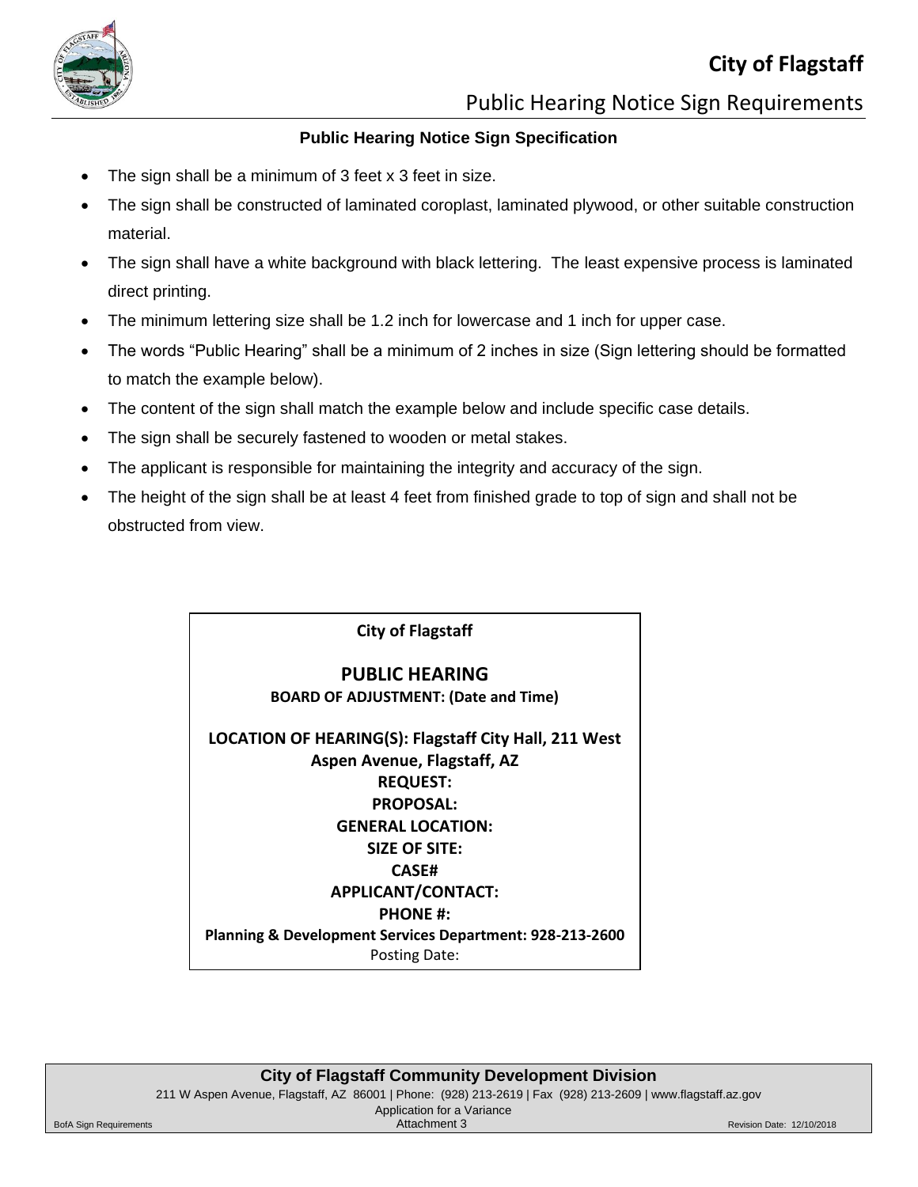# City of Flagstaff

## Public Hearing Notice Sign Requirements

### Public Hearing Notice Sign Specification

- The sign shall be a minimum of 3 feet x 3 feet in size.
- The sign shall be constructed of laminated coroplast, laminated plywood, or other suitable construction material.
- The sign shall have a white background with black lettering. The least expensive process is laminated direct printing.
- The minimum lettering size shall be 1.2 inch for lowercase and 1 inch for upper case.
- The words "Public Hearing" shall be a minimum of 2 inches in size (Sign lettering should be formatted to match the example below).
- The content of the sign shall match the example below and include specific case details.
- The sign shall be securely fastened to wooden or metal stakes.
- The applicant is responsible for maintaining the integrity and accuracy of the sign.
- The height of the sign shall be at least 4 feet from finished grade to top of sign and shall not be obstructed from view.

---

**City of Flagstaff**

**PUBLIC HEARING**

**BOARD OF ADJUSTMENT: (Date and Time)**

**LOCATION OF HEARING(S): Flagstaff City Hall, 211 West Aspen Avenue, Flagstaff, AZ**

**REQUEST:**

**PROPOSAL:**

**GENERAL LOCATION:**

**SIZE OF SITE:**

**CASE#**

**APPLICANT/CONTACT:**

**PHONE #:**

**Planning & Development Services Department: 928-213-2600**

Posting Date:

---

**City of Flagstaff Community Development Division**

211 W Aspen Avenue, Flagstaff, AZ 86001 | Phone: (928) 213-2619 | Fax (928) 213-2609 | www.flagstaff.az.gov

Application for a Variance

Attachment 3

BofA Sign Requirements — Revision Date: 12/10/2018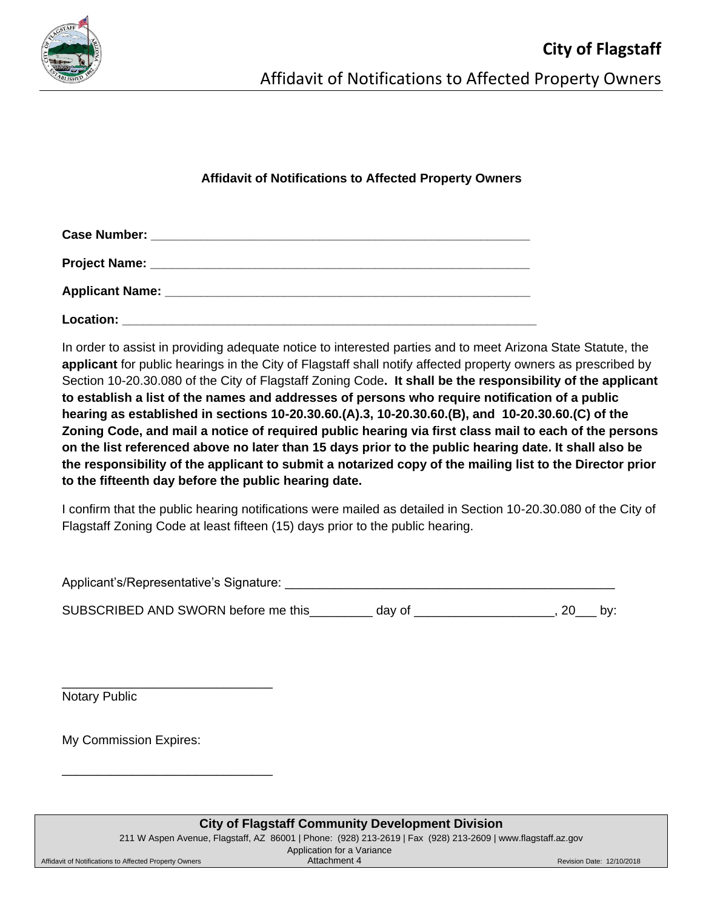# City of Flagstaff

## Affidavit of Notifications to Affected Property Owners

### Affidavit of Notifications to Affected Property Owners

**Case Number:** ________________________________________________________

**Project Name:** ________________________________________________________

**Applicant Name:** ______________________________________________________

**Location:** ____________________________________________________________

In order to assist in providing adequate notice to interested parties and to meet Arizona State Statute, the **applicant** for public hearings in the City of Flagstaff shall notify affected property owners as prescribed by Section 10-20.30.080 of the City of Flagstaff Zoning Code**. It shall be the responsibility of the applicant to establish a list of the names and addresses of persons who require notification of a public hearing as established in sections 10-20.30.60.(A).3, 10-20.30.60.(B), and 10-20.30.60.(C) of the Zoning Code, and mail a notice of required public hearing via first class mail to each of the persons on the list referenced above no later than 15 days prior to the public hearing date. It shall also be the responsibility of the applicant to submit a notarized copy of the mailing list to the Director prior to the fifteenth day before the public hearing date.**

I confirm that the public hearing notifications were mailed as detailed in Section 10-20.30.080 of the City of Flagstaff Zoning Code at least fifteen (15) days prior to the public hearing.

Applicant's/Representative's Signature: ______________________________________________

SUBSCRIBED AND SWORN before me this_________ day of ____________________, 20___ by:

______________________________
Notary Public

My Commission Expires:

______________________________

**City of Flagstaff Community Development Division**

211 W Aspen Avenue, Flagstaff, AZ 86001 | Phone: (928) 213-2619 | Fax (928) 213-2609 | www.flagstaff.az.gov

Application for a Variance
Attachment 4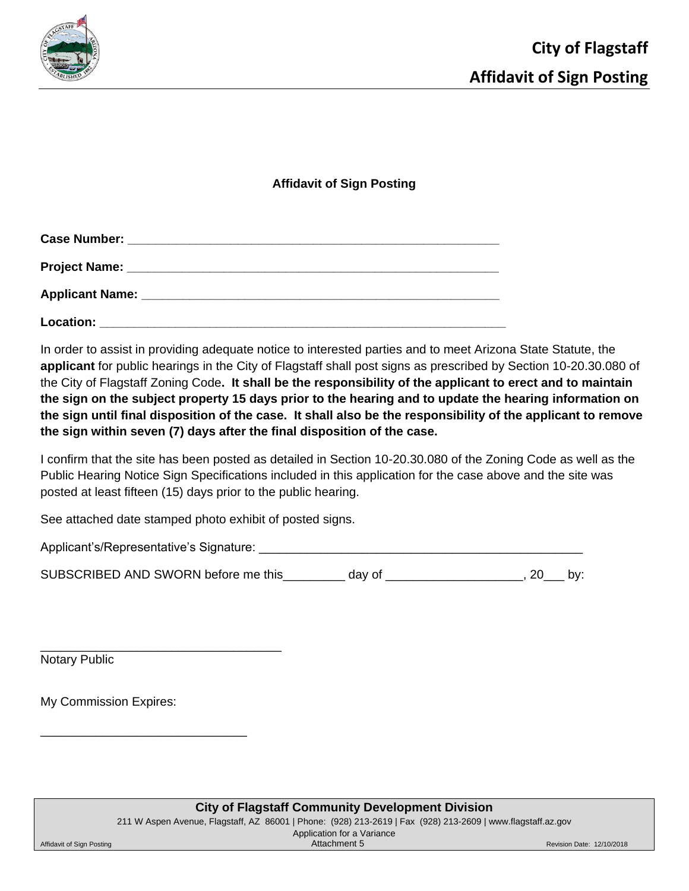City of Flagstaff

# Affidavit of Sign Posting

## Affidavit of Sign Posting

**Case Number:** _______________________________________________________

**Project Name:** _______________________________________________________

**Applicant Name:** _____________________________________________________

**Location:** ___________________________________________________________

In order to assist in providing adequate notice to interested parties and to meet Arizona State Statute, the **applicant** for public hearings in the City of Flagstaff shall post signs as prescribed by Section 10-20.30.080 of the City of Flagstaff Zoning Code**. It shall be the responsibility of the applicant to erect and to maintain the sign on the subject property 15 days prior to the hearing and to update the hearing information on the sign until final disposition of the case. It shall also be the responsibility of the applicant to remove the sign within seven (7) days after the final disposition of the case.**

I confirm that the site has been posted as detailed in Section 10-20.30.080 of the Zoning Code as well as the Public Hearing Notice Sign Specifications included in this application for the case above and the site was posted at least fifteen (15) days prior to the public hearing.

See attached date stamped photo exhibit of posted signs.

Applicant's/Representative's Signature: _______________________________________________

SUBSCRIBED AND SWORN before me this_________ day of ___________________, 20___ by:

___________________________________
Notary Public

My Commission Expires:

______________________________

**City of Flagstaff Community Development Division**

211 W Aspen Avenue, Flagstaff, AZ 86001 | Phone: (928) 213-2619 | Fax (928) 213-2609 | www.flagstaff.az.gov

Application for a Variance

Attachment 5

Affidavit of Sign Posting — Revision Date: 12/10/2018